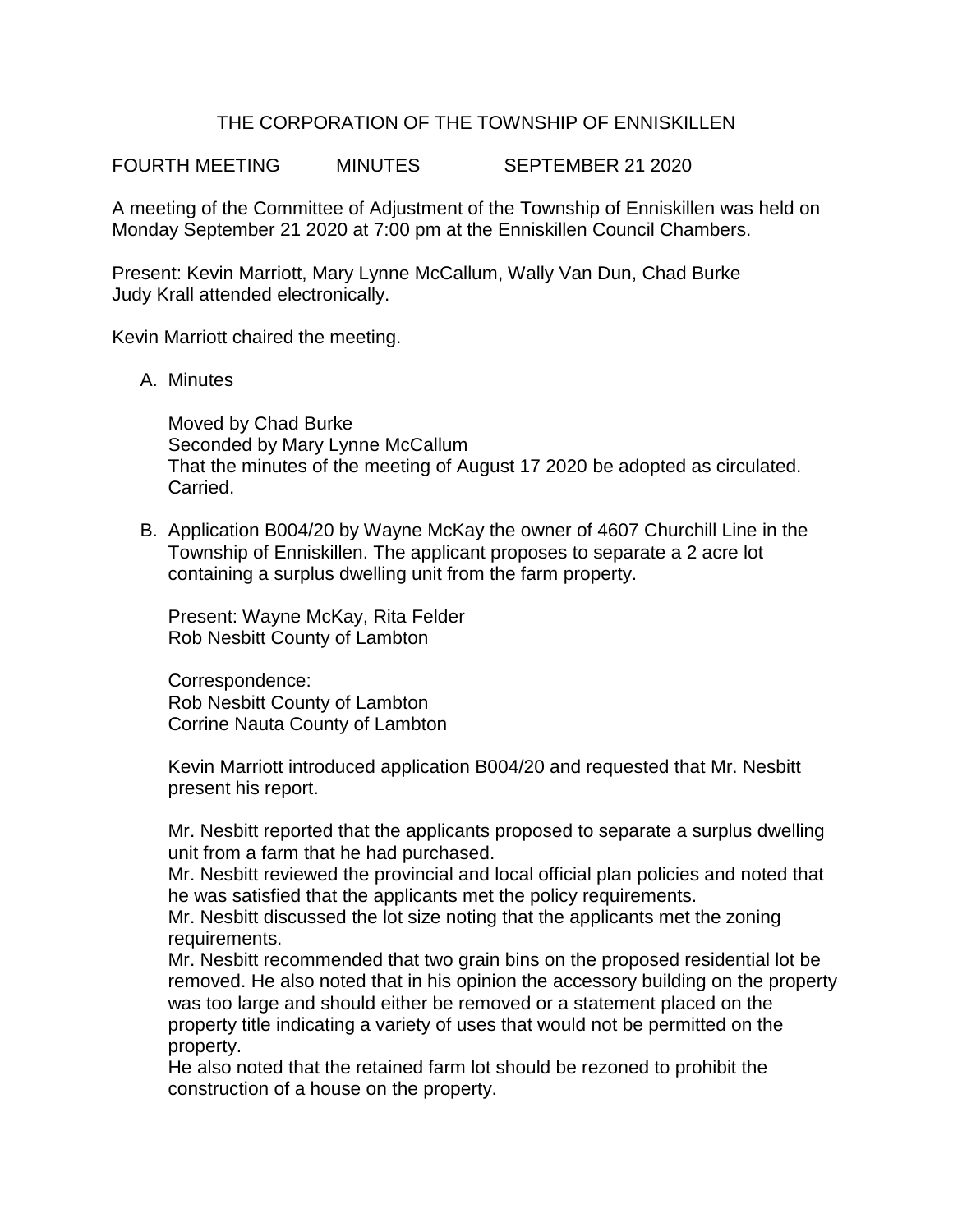# THE CORPORATION OF THE TOWNSHIP OF ENNISKILLEN

FOURTH MEETING MINUTES SEPTEMBER 21 2020

A meeting of the Committee of Adjustment of the Township of Enniskillen was held on Monday September 21 2020 at 7:00 pm at the Enniskillen Council Chambers.

Present: Kevin Marriott, Mary Lynne McCallum, Wally Van Dun, Chad Burke
Judy Krall attended electronically.

Kevin Marriott chaired the meeting.

A. Minutes

   Moved by Chad Burke
   Seconded by Mary Lynne McCallum
   That the minutes of the meeting of August 17 2020 be adopted as circulated.
   Carried.

B. Application B004/20 by Wayne McKay the owner of 4607 Churchill Line in the Township of Enniskillen. The applicant proposes to separate a 2 acre lot containing a surplus dwelling unit from the farm property.

   Present: Wayne McKay, Rita Felder
   Rob Nesbitt County of Lambton

   Correspondence:
   Rob Nesbitt County of Lambton
   Corrine Nauta County of Lambton

   Kevin Marriott introduced application B004/20 and requested that Mr. Nesbitt present his report.

   Mr. Nesbitt reported that the applicants proposed to separate a surplus dwelling unit from a farm that he had purchased.
   Mr. Nesbitt reviewed the provincial and local official plan policies and noted that he was satisfied that the applicants met the policy requirements.
   Mr. Nesbitt discussed the lot size noting that the applicants met the zoning requirements.
   Mr. Nesbitt recommended that two grain bins on the proposed residential lot be removed. He also noted that in his opinion the accessory building on the property was too large and should either be removed or a statement placed on the property title indicating a variety of uses that would not be permitted on the property.
   He also noted that the retained farm lot should be rezoned to prohibit the construction of a house on the property.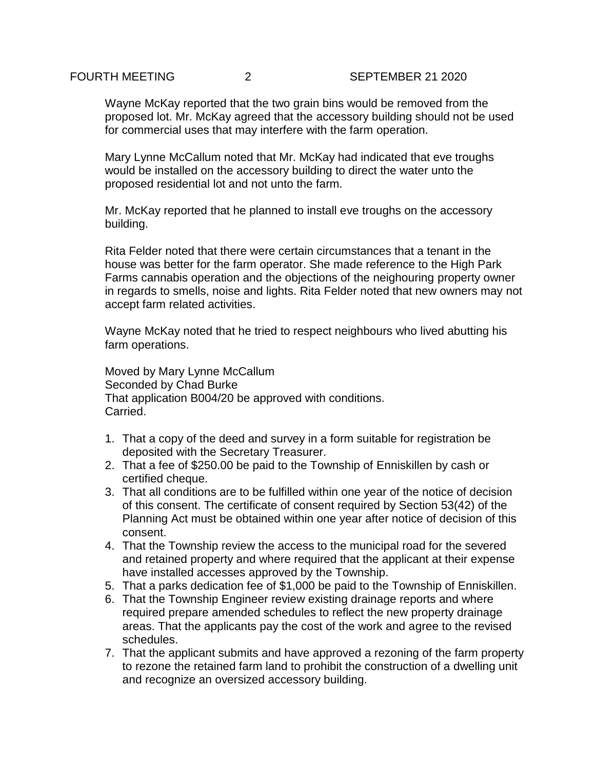Wayne McKay reported that the two grain bins would be removed from the proposed lot. Mr. McKay agreed that the accessory building should not be used for commercial uses that may interfere with the farm operation.

Mary Lynne McCallum noted that Mr. McKay had indicated that eve troughs would be installed on the accessory building to direct the water unto the proposed residential lot and not unto the farm.

Mr. McKay reported that he planned to install eve troughs on the accessory building.

Rita Felder noted that there were certain circumstances that a tenant in the house was better for the farm operator. She made reference to the High Park Farms cannabis operation and the objections of the neighouring property owner in regards to smells, noise and lights. Rita Felder noted that new owners may not accept farm related activities.

Wayne McKay noted that he tried to respect neighbours who lived abutting his farm operations.

Moved by Mary Lynne McCallum
Seconded by Chad Burke
That application B004/20 be approved with conditions.
Carried.

1. That a copy of the deed and survey in a form suitable for registration be deposited with the Secretary Treasurer.
2. That a fee of $250.00 be paid to the Township of Enniskillen by cash or certified cheque.
3. That all conditions are to be fulfilled within one year of the notice of decision of this consent. The certificate of consent required by Section 53(42) of the Planning Act must be obtained within one year after notice of decision of this consent.
4. That the Township review the access to the municipal road for the severed and retained property and where required that the applicant at their expense have installed accesses approved by the Township.
5. That a parks dedication fee of $1,000 be paid to the Township of Enniskillen.
6. That the Township Engineer review existing drainage reports and where required prepare amended schedules to reflect the new property drainage areas. That the applicants pay the cost of the work and agree to the revised schedules.
7. That the applicant submits and have approved a rezoning of the farm property to rezone the retained farm land to prohibit the construction of a dwelling unit and recognize an oversized accessory building.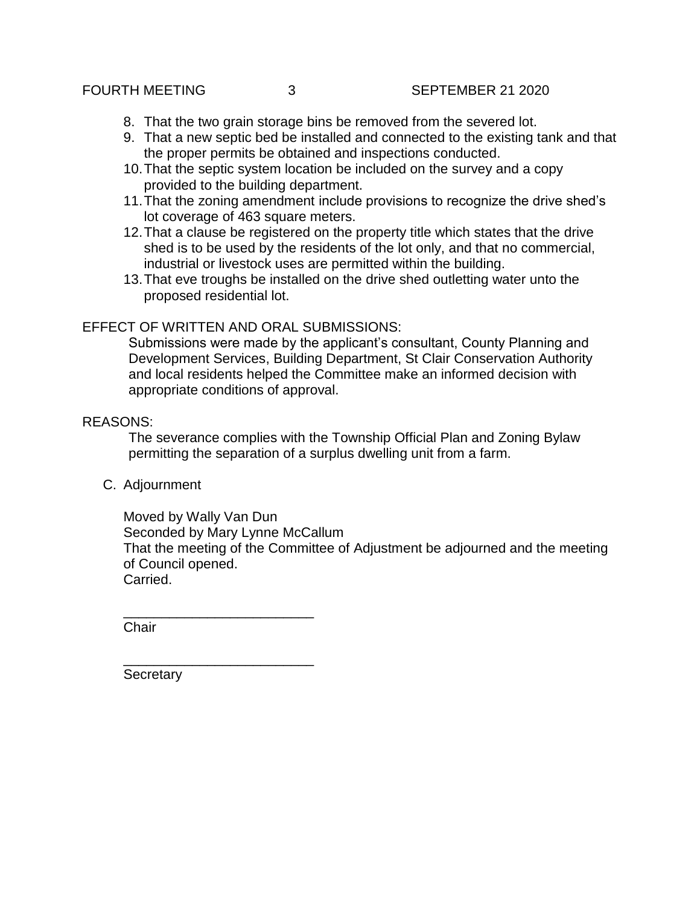8. That the two grain storage bins be removed from the severed lot.
9. That a new septic bed be installed and connected to the existing tank and that the proper permits be obtained and inspections conducted.
10. That the septic system location be included on the survey and a copy provided to the building department.
11. That the zoning amendment include provisions to recognize the drive shed's lot coverage of 463 square meters.
12. That a clause be registered on the property title which states that the drive shed is to be used by the residents of the lot only, and that no commercial, industrial or livestock uses are permitted within the building.
13. That eve troughs be installed on the drive shed outletting water unto the proposed residential lot.

EFFECT OF WRITTEN AND ORAL SUBMISSIONS:

Submissions were made by the applicant's consultant, County Planning and Development Services, Building Department, St Clair Conservation Authority and local residents helped the Committee make an informed decision with appropriate conditions of approval.

REASONS:

The severance complies with the Township Official Plan and Zoning Bylaw permitting the separation of a surplus dwelling unit from a farm.

C. Adjournment

Moved by Wally Van Dun
Seconded by Mary Lynne McCallum
That the meeting of the Committee of Adjustment be adjourned and the meeting of Council opened.
Carried.

_________________________
Chair

_________________________
Secretary